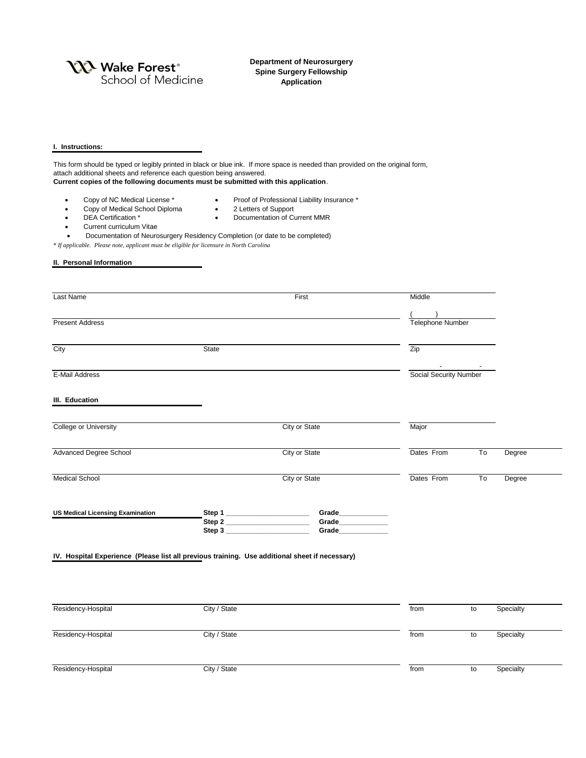Wake Forest® School of Medicine

**Department of Neurosurgery**
**Spine Surgery Fellowship**
**Application**

### I. Instructions:

This form should be typed or legibly printed in black or blue ink. If more space is needed than provided on the original form, attach additional sheets and reference each question being answered.
**Current copies of the following documents must be submitted with this application**.

- Copy of NC Medical License *
- Copy of Medical School Diploma
- DEA Certification *
- Current curriculum Vitae
- Proof of Professional Liability Insurance *
- 2 Letters of Support
- Documentation of Current MMR
- Documentation of Neurosurgery Residency Completion (or date to be completed)

*\* If applicable. Please note, applicant must be eligible for licensure in North Carolina*

### II. Personal Information

| | | |
|---|---|---|
| Last Name | First | Middle |
| Present Address | | ( ) Telephone Number |
| City | State | Zip |
| E-Mail Address | | - - Social Security Number |

### III. Education

| | | | | |
|---|---|---|---|---|
| College or University | City or State | Major | | |
| Advanced Degree School | City or State | Dates From | To | Degree |
| Medical School | City or State | Dates From | To | Degree |

**US Medical Licensing Examination**

**Step 1** ____________________ **Grade**____________
**Step 2** ____________________ **Grade**____________
**Step 3** ____________________ **Grade**____________

### IV. Hospital Experience (Please list all previous training. Use additional sheet if necessary)

| | | | | |
|---|---|---|---|---|
| Residency-Hospital | City / State | from | to | Specialty |
| Residency-Hospital | City / State | from | to | Specialty |
| Residency-Hospital | City / State | from | to | Specialty |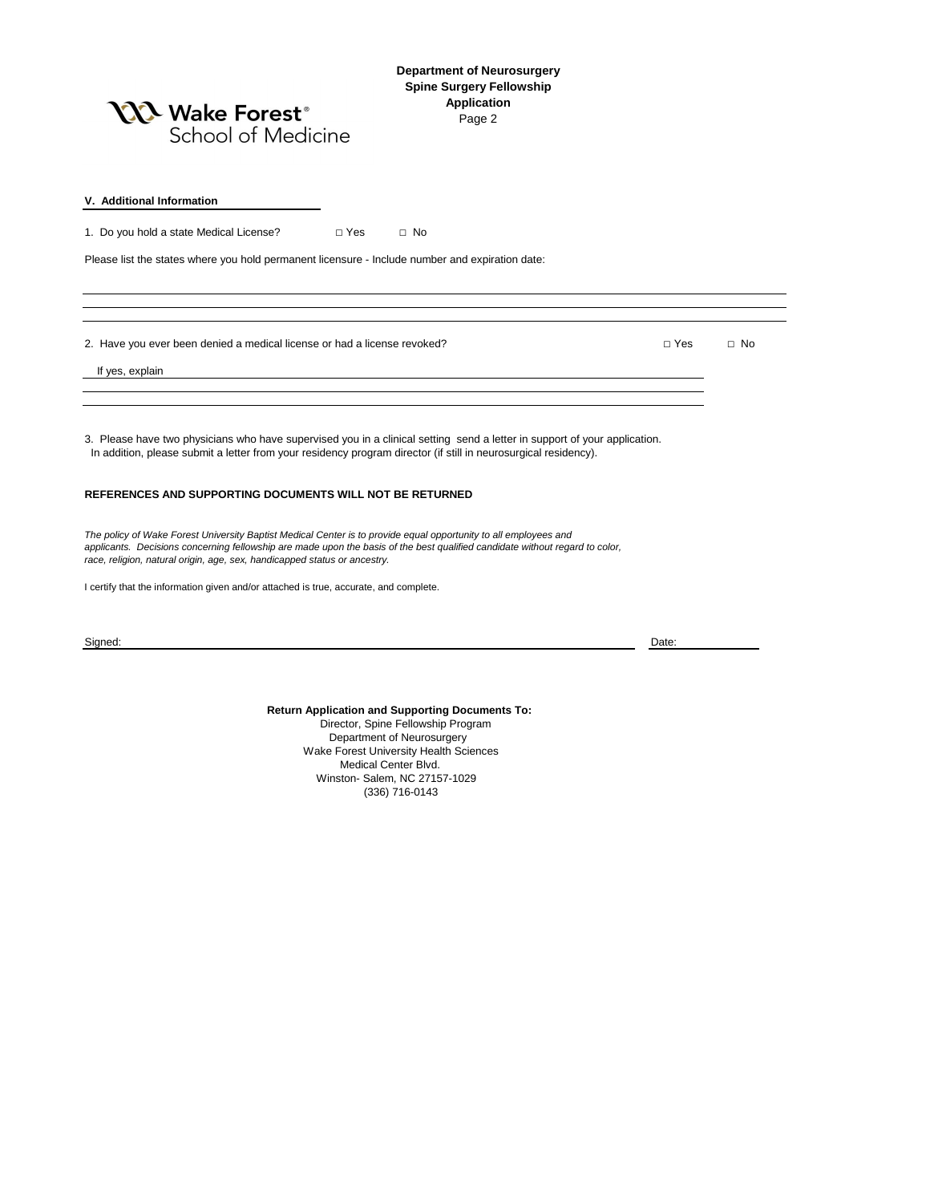Wake Forest® School of Medicine

**Department of Neurosurgery**
**Spine Surgery Fellowship**
**Application**

## V. Additional Information

1. Do you hold a state Medical License? □ Yes □ No

Please list the states where you hold permanent licensure - Include number and expiration date:

_______________________________________________

_______________________________________________

_______________________________________________

2. Have you ever been denied a medical license or had a license revoked? □ Yes □ No

If yes, explain _______________________________________________

_______________________________________________

_______________________________________________

3. Please have two physicians who have supervised you in a clinical setting send a letter in support of your application.
In addition, please submit a letter from your residency program director (if still in neurosurgical residency).

**REFERENCES AND SUPPORTING DOCUMENTS WILL NOT BE RETURNED**

*The policy of Wake Forest University Baptist Medical Center is to provide equal opportunity to all employees and applicants. Decisions concerning fellowship are made upon the basis of the best qualified candidate without regard to color, race, religion, natural origin, age, sex, handicapped status or ancestry.*

I certify that the information given and/or attached is true, accurate, and complete.

Signed: _______________________________________________ Date: _______________

**Return Application and Supporting Documents To:**
Director, Spine Fellowship Program
Department of Neurosurgery
Wake Forest University Health Sciences
Medical Center Blvd.
Winston- Salem, NC 27157-1029
(336) 716-0143